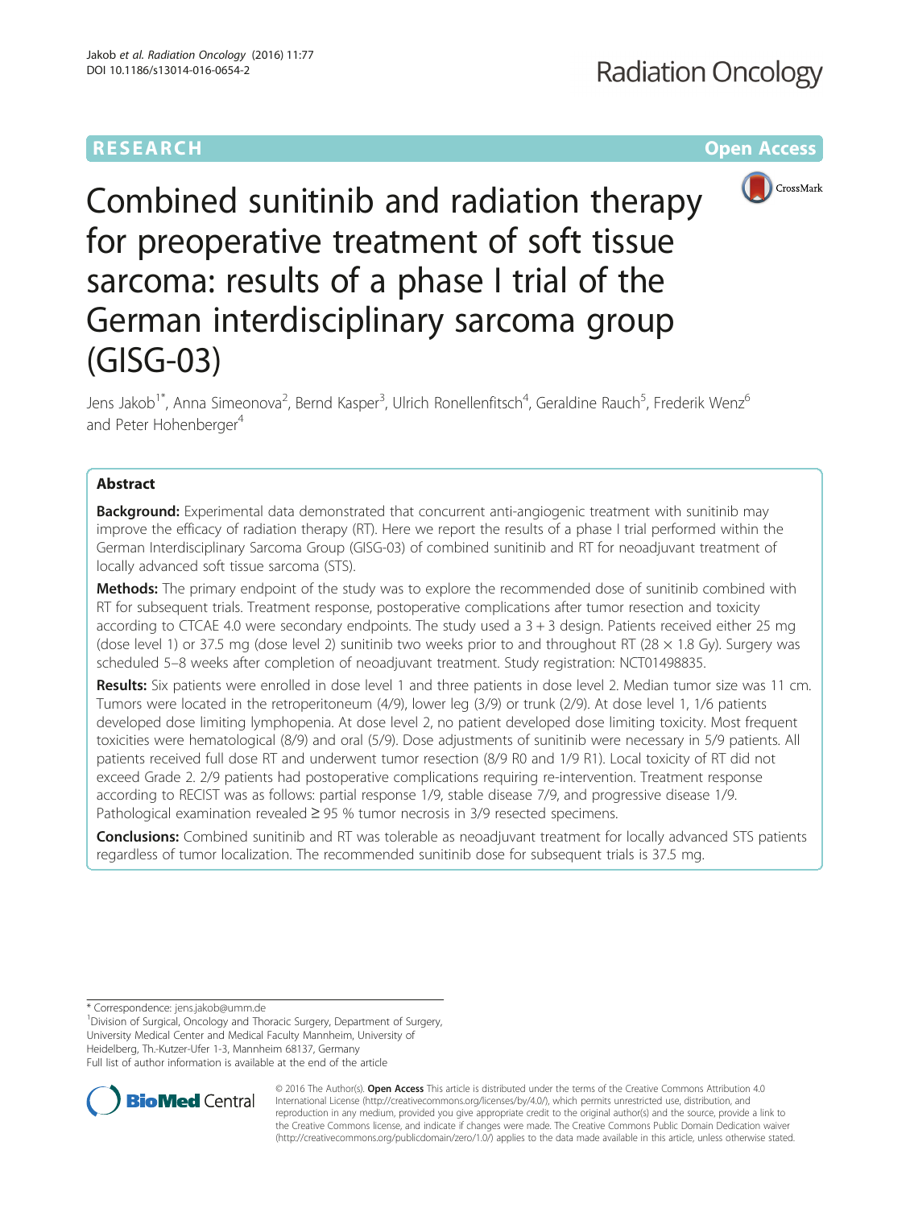RESEARCH

Open Access

# Combined sunitinib and radiation therapy for preoperative treatment of soft tissue sarcoma: results of a phase I trial of the German interdisciplinary sarcoma group (GISG-03)

Jens Jakob[1*], Anna Simeonova[2], Bernd Kasper[3], Ulrich Ronellenfitsch[4], Geraldine Rauch[5], Frederik Wenz[6] and Peter Hohenberger[4]

## Abstract

**Background:** Experimental data demonstrated that concurrent anti-angiogenic treatment with sunitinib may improve the efficacy of radiation therapy (RT). Here we report the results of a phase I trial performed within the German Interdisciplinary Sarcoma Group (GISG-03) of combined sunitinib and RT for neoadjuvant treatment of locally advanced soft tissue sarcoma (STS).

**Methods:** The primary endpoint of the study was to explore the recommended dose of sunitinib combined with RT for subsequent trials. Treatment response, postoperative complications after tumor resection and toxicity according to CTCAE 4.0 were secondary endpoints. The study used a 3 + 3 design. Patients received either 25 mg (dose level 1) or 37.5 mg (dose level 2) sunitinib two weeks prior to and throughout RT (28 × 1.8 Gy). Surgery was scheduled 5–8 weeks after completion of neoadjuvant treatment. Study registration: NCT01498835.

**Results:** Six patients were enrolled in dose level 1 and three patients in dose level 2. Median tumor size was 11 cm. Tumors were located in the retroperitoneum (4/9), lower leg (3/9) or trunk (2/9). At dose level 1, 1/6 patients developed dose limiting lymphopenia. At dose level 2, no patient developed dose limiting toxicity. Most frequent toxicities were hematological (8/9) and oral (5/9). Dose adjustments of sunitinib were necessary in 5/9 patients. All patients received full dose RT and underwent tumor resection (8/9 R0 and 1/9 R1). Local toxicity of RT did not exceed Grade 2. 2/9 patients had postoperative complications requiring re-intervention. Treatment response according to RECIST was as follows: partial response 1/9, stable disease 7/9, and progressive disease 1/9. Pathological examination revealed ≥ 95 % tumor necrosis in 3/9 resected specimens.

**Conclusions:** Combined sunitinib and RT was tolerable as neoadjuvant treatment for locally advanced STS patients regardless of tumor localization. The recommended sunitinib dose for subsequent trials is 37.5 mg.

* Correspondence: jens.jakob@umm.de

[1]Division of Surgical, Oncology and Thoracic Surgery, Department of Surgery, University Medical Center and Medical Faculty Mannheim, University of Heidelberg, Th.-Kutzer-Ufer 1-3, Mannheim 68137, Germany

Full list of author information is available at the end of the article

© 2016 The Author(s). **Open Access** This article is distributed under the terms of the Creative Commons Attribution 4.0 International License (http://creativecommons.org/licenses/by/4.0/), which permits unrestricted use, distribution, and reproduction in any medium, provided you give appropriate credit to the original author(s) and the source, provide a link to the Creative Commons license, and indicate if changes were made. The Creative Commons Public Domain Dedication waiver (http://creativecommons.org/publicdomain/zero/1.0/) applies to the data made available in this article, unless otherwise stated.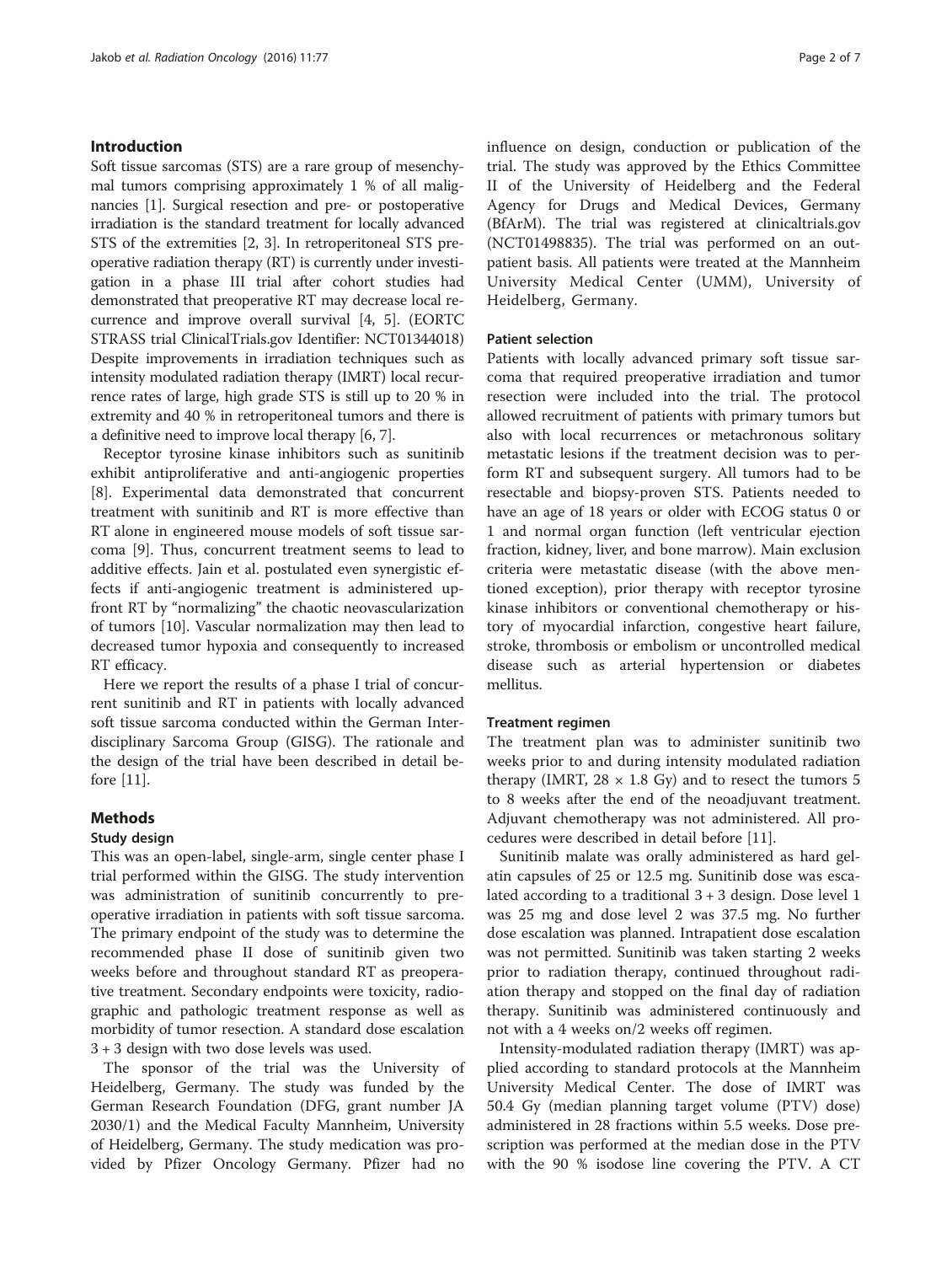## Introduction

Soft tissue sarcomas (STS) are a rare group of mesenchymal tumors comprising approximately 1 % of all malignancies [1]. Surgical resection and pre- or postoperative irradiation is the standard treatment for locally advanced STS of the extremities [2, 3]. In retroperitoneal STS preoperative radiation therapy (RT) is currently under investigation in a phase III trial after cohort studies had demonstrated that preoperative RT may decrease local recurrence and improve overall survival [4, 5]. (EORTC STRASS trial ClinicalTrials.gov Identifier: NCT01344018) Despite improvements in irradiation techniques such as intensity modulated radiation therapy (IMRT) local recurrence rates of large, high grade STS is still up to 20 % in extremity and 40 % in retroperitoneal tumors and there is a definitive need to improve local therapy [6, 7].

Receptor tyrosine kinase inhibitors such as sunitinib exhibit antiproliferative and anti-angiogenic properties [8]. Experimental data demonstrated that concurrent treatment with sunitinib and RT is more effective than RT alone in engineered mouse models of soft tissue sarcoma [9]. Thus, concurrent treatment seems to lead to additive effects. Jain et al. postulated even synergistic effects if anti-angiogenic treatment is administered upfront RT by "normalizing" the chaotic neovascularization of tumors [10]. Vascular normalization may then lead to decreased tumor hypoxia and consequently to increased RT efficacy.

Here we report the results of a phase I trial of concurrent sunitinib and RT in patients with locally advanced soft tissue sarcoma conducted within the German Interdisciplinary Sarcoma Group (GISG). The rationale and the design of the trial have been described in detail before [11].

## Methods

### Study design

This was an open-label, single-arm, single center phase I trial performed within the GISG. The study intervention was administration of sunitinib concurrently to preoperative irradiation in patients with soft tissue sarcoma. The primary endpoint of the study was to determine the recommended phase II dose of sunitinib given two weeks before and throughout standard RT as preoperative treatment. Secondary endpoints were toxicity, radiographic and pathologic treatment response as well as morbidity of tumor resection. A standard dose escalation 3 + 3 design with two dose levels was used.

The sponsor of the trial was the University of Heidelberg, Germany. The study was funded by the German Research Foundation (DFG, grant number JA 2030/1) and the Medical Faculty Mannheim, University of Heidelberg, Germany. The study medication was provided by Pfizer Oncology Germany. Pfizer had no influence on design, conduction or publication of the trial. The study was approved by the Ethics Committee II of the University of Heidelberg and the Federal Agency for Drugs and Medical Devices, Germany (BfArM). The trial was registered at clinicaltrials.gov (NCT01498835). The trial was performed on an outpatient basis. All patients were treated at the Mannheim University Medical Center (UMM), University of Heidelberg, Germany.

### Patient selection

Patients with locally advanced primary soft tissue sarcoma that required preoperative irradiation and tumor resection were included into the trial. The protocol allowed recruitment of patients with primary tumors but also with local recurrences or metachronous solitary metastatic lesions if the treatment decision was to perform RT and subsequent surgery. All tumors had to be resectable and biopsy-proven STS. Patients needed to have an age of 18 years or older with ECOG status 0 or 1 and normal organ function (left ventricular ejection fraction, kidney, liver, and bone marrow). Main exclusion criteria were metastatic disease (with the above mentioned exception), prior therapy with receptor tyrosine kinase inhibitors or conventional chemotherapy or history of myocardial infarction, congestive heart failure, stroke, thrombosis or embolism or uncontrolled medical disease such as arterial hypertension or diabetes mellitus.

### Treatment regimen

The treatment plan was to administer sunitinib two weeks prior to and during intensity modulated radiation therapy (IMRT, 28 × 1.8 Gy) and to resect the tumors 5 to 8 weeks after the end of the neoadjuvant treatment. Adjuvant chemotherapy was not administered. All procedures were described in detail before [11].

Sunitinib malate was orally administered as hard gelatin capsules of 25 or 12.5 mg. Sunitinib dose was escalated according to a traditional 3 + 3 design. Dose level 1 was 25 mg and dose level 2 was 37.5 mg. No further dose escalation was planned. Intrapatient dose escalation was not permitted. Sunitinib was taken starting 2 weeks prior to radiation therapy, continued throughout radiation therapy and stopped on the final day of radiation therapy. Sunitinib was administered continuously and not with a 4 weeks on/2 weeks off regimen.

Intensity-modulated radiation therapy (IMRT) was applied according to standard protocols at the Mannheim University Medical Center. The dose of IMRT was 50.4 Gy (median planning target volume (PTV) dose) administered in 28 fractions within 5.5 weeks. Dose prescription was performed at the median dose in the PTV with the 90 % isodose line covering the PTV. A CT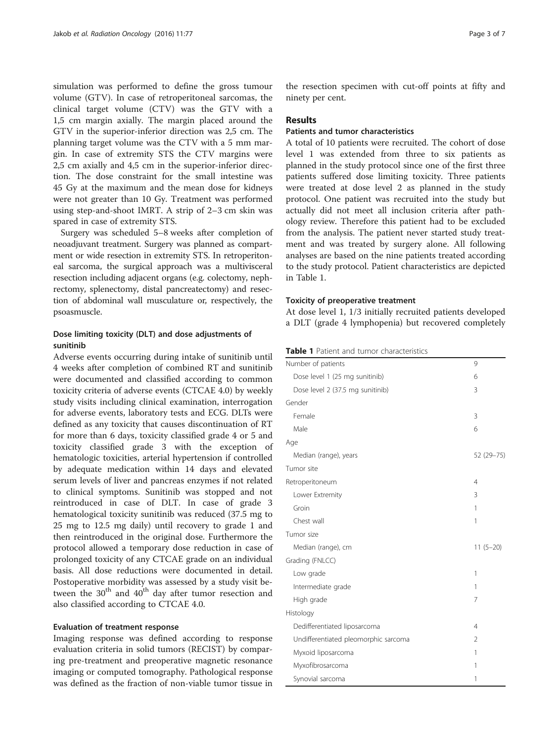simulation was performed to define the gross tumour volume (GTV). In case of retroperitoneal sarcomas, the clinical target volume (CTV) was the GTV with a 1,5 cm margin axially. The margin placed around the GTV in the superior-inferior direction was 2,5 cm. The planning target volume was the CTV with a 5 mm margin. In case of extremity STS the CTV margins were 2,5 cm axially and 4,5 cm in the superior-inferior direction. The dose constraint for the small intestine was 45 Gy at the maximum and the mean dose for kidneys were not greater than 10 Gy. Treatment was performed using step-and-shoot IMRT. A strip of 2–3 cm skin was spared in case of extremity STS.

Surgery was scheduled 5–8 weeks after completion of neoadjuvant treatment. Surgery was planned as compartment or wide resection in extremity STS. In retroperitoneal sarcoma, the surgical approach was a multivisceral resection including adjacent organs (e.g. colectomy, nephrectomy, splenectomy, distal pancreatectomy) and resection of abdominal wall musculature or, respectively, the psoasmuscle.

### Dose limiting toxicity (DLT) and dose adjustments of sunitinib

Adverse events occurring during intake of sunitinib until 4 weeks after completion of combined RT and sunitinib were documented and classified according to common toxicity criteria of adverse events (CTCAE 4.0) by weekly study visits including clinical examination, interrogation for adverse events, laboratory tests and ECG. DLTs were defined as any toxicity that causes discontinuation of RT for more than 6 days, toxicity classified grade 4 or 5 and toxicity classified grade 3 with the exception of hematologic toxicities, arterial hypertension if controlled by adequate medication within 14 days and elevated serum levels of liver and pancreas enzymes if not related to clinical symptoms. Sunitinib was stopped and not reintroduced in case of DLT. In case of grade 3 hematological toxicity sunitinib was reduced (37.5 mg to 25 mg to 12.5 mg daily) until recovery to grade 1 and then reintroduced in the original dose. Furthermore the protocol allowed a temporary dose reduction in case of prolonged toxicity of any CTCAE grade on an individual basis. All dose reductions were documented in detail. Postoperative morbidity was assessed by a study visit between the 30th and 40th day after tumor resection and also classified according to CTCAE 4.0.

### Evaluation of treatment response

Imaging response was defined according to response evaluation criteria in solid tumors (RECIST) by comparing pre-treatment and preoperative magnetic resonance imaging or computed tomography. Pathological response was defined as the fraction of non-viable tumor tissue in the resection specimen with cut-off points at fifty and ninety per cent.

## Results

### Patients and tumor characteristics

A total of 10 patients were recruited. The cohort of dose level 1 was extended from three to six patients as planned in the study protocol since one of the first three patients suffered dose limiting toxicity. Three patients were treated at dose level 2 as planned in the study protocol. One patient was recruited into the study but actually did not meet all inclusion criteria after pathology review. Therefore this patient had to be excluded from the analysis. The patient never started study treatment and was treated by surgery alone. All following analyses are based on the nine patients treated according to the study protocol. Patient characteristics are depicted in Table 1.

### Toxicity of preoperative treatment

At dose level 1, 1/3 initially recruited patients developed a DLT (grade 4 lymphopenia) but recovered completely

**Table 1** Patient and tumor characteristics

| | |
|---|---|
| Number of patients | 9 |
| Dose level 1 (25 mg sunitinib) | 6 |
| Dose level 2 (37.5 mg sunitinib) | 3 |
| Gender | |
| Female | 3 |
| Male | 6 |
| Age | |
| Median (range), years | 52 (29–75) |
| Tumor site | |
| Retroperitoneum | 4 |
| Lower Extremity | 3 |
| Groin | 1 |
| Chest wall | 1 |
| Tumor size | |
| Median (range), cm | 11 (5–20) |
| Grading (FNLCC) | |
| Low grade | 1 |
| Intermediate grade | 1 |
| High grade | 7 |
| Histology | |
| Dedifferentiated liposarcoma | 4 |
| Undifferentiated pleomorphic sarcoma | 2 |
| Myxoid liposarcoma | 1 |
| Myxofibrosarcoma | 1 |
| Synovial sarcoma | 1 |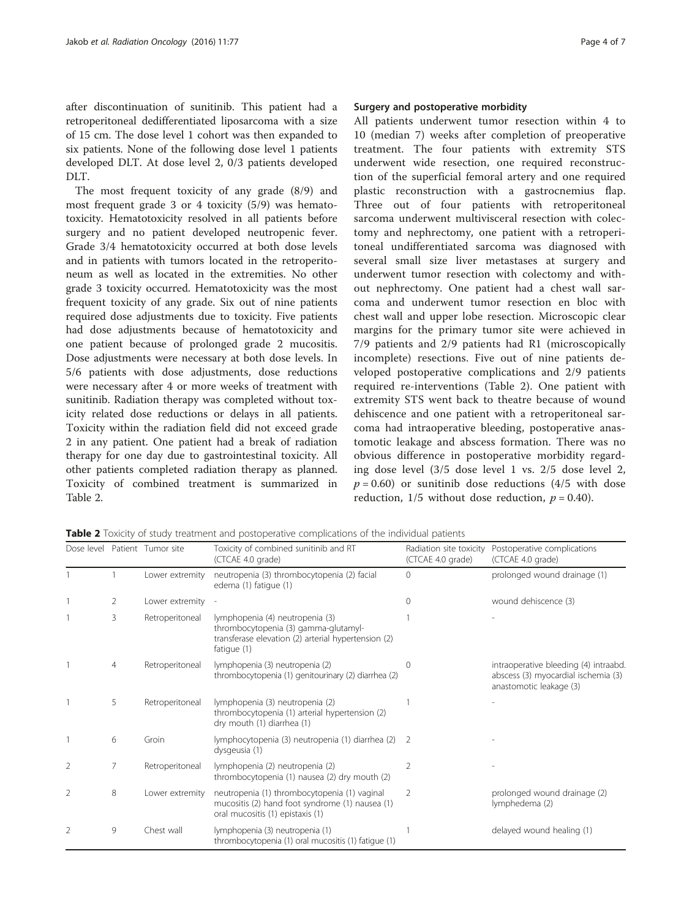after discontinuation of sunitinib. This patient had a retroperitoneal dedifferentiated liposarcoma with a size of 15 cm. The dose level 1 cohort was then expanded to six patients. None of the following dose level 1 patients developed DLT. At dose level 2, 0/3 patients developed DLT.

The most frequent toxicity of any grade (8/9) and most frequent grade 3 or 4 toxicity (5/9) was hematotoxicity. Hematotoxicity resolved in all patients before surgery and no patient developed neutropenic fever. Grade 3/4 hematotoxicity occurred at both dose levels and in patients with tumors located in the retroperitoneum as well as located in the extremities. No other grade 3 toxicity occurred. Hematotoxicity was the most frequent toxicity of any grade. Six out of nine patients required dose adjustments due to toxicity. Five patients had dose adjustments because of hematotoxicity and one patient because of prolonged grade 2 mucositis. Dose adjustments were necessary at both dose levels. In 5/6 patients with dose adjustments, dose reductions were necessary after 4 or more weeks of treatment with sunitinib. Radiation therapy was completed without toxicity related dose reductions or delays in all patients. Toxicity within the radiation field did not exceed grade 2 in any patient. One patient had a break of radiation therapy for one day due to gastrointestinal toxicity. All other patients completed radiation therapy as planned. Toxicity of combined treatment is summarized in Table 2.

### Surgery and postoperative morbidity

All patients underwent tumor resection within 4 to 10 (median 7) weeks after completion of preoperative treatment. The four patients with extremity STS underwent wide resection, one required reconstruction of the superficial femoral artery and one required plastic reconstruction with a gastrocnemius flap. Three out of four patients with retroperitoneal sarcoma underwent multivisceral resection with colectomy and nephrectomy, one patient with a retroperitoneal undifferentiated sarcoma was diagnosed with several small size liver metastases at surgery and underwent tumor resection with colectomy and without nephrectomy. One patient had a chest wall sarcoma and underwent tumor resection en bloc with chest wall and upper lobe resection. Microscopic clear margins for the primary tumor site were achieved in 7/9 patients and 2/9 patients had R1 (microscopically incomplete) resections. Five out of nine patients developed postoperative complications and 2/9 patients required re-interventions (Table 2). One patient with extremity STS went back to theatre because of wound dehiscence and one patient with a retroperitoneal sarcoma had intraoperative bleeding, postoperative anastomotic leakage and abscess formation. There was no obvious difference in postoperative morbidity regarding dose level (3/5 dose level 1 vs. 2/5 dose level 2, $p = 0.60$) or sunitinib dose reductions (4/5 with dose reduction, 1/5 without dose reduction, $p = 0.40$).

**Table 2** Toxicity of study treatment and postoperative complications of the individual patients

| Dose level | Patient | Tumor site | Toxicity of combined sunitinib and RT (CTCAE 4.0 grade) | Radiation site toxicity (CTCAE 4.0 grade) | Postoperative complications (CTCAE 4.0 grade) |
|---|---|---|---|---|---|
| 1 | 1 | Lower extremity | neutropenia (3) thrombocytopenia (2) facial edema (1) fatigue (1) | 0 | prolonged wound drainage (1) |
| 1 | 2 | Lower extremity | - | 0 | wound dehiscence (3) |
| 1 | 3 | Retroperitoneal | lymphopenia (4) neutropenia (3) thrombocytopenia (3) gamma-glutamyl-transferase elevation (2) arterial hypertension (2) fatigue (1) | 1 | - |
| 1 | 4 | Retroperitoneal | lymphopenia (3) neutropenia (2) thrombocytopenia (1) genitourinary (2) diarrhea (2) | 0 | intraoperative bleeding (4) intraabd. abscess (3) myocardial ischemia (3) anastomotic leakage (3) |
| 1 | 5 | Retroperitoneal | lymphopenia (3) neutropenia (2) thrombocytopenia (1) arterial hypertension (2) dry mouth (1) diarrhea (1) | 1 | - |
| 1 | 6 | Groin | lymphocytopenia (3) neutropenia (1) diarrhea (2) dysgeusia (1) | 2 | - |
| 2 | 7 | Retroperitoneal | lymphopenia (2) neutropenia (2) thrombocytopenia (1) nausea (2) dry mouth (2) | 2 | - |
| 2 | 8 | Lower extremity | neutropenia (1) thrombocytopenia (1) vaginal mucositis (2) hand foot syndrome (1) nausea (1) oral mucositis (1) epistaxis (1) | 2 | prolonged wound drainage (2) lymphedema (2) |
| 2 | 9 | Chest wall | lymphopenia (3) neutropenia (1) thrombocytopenia (1) oral mucositis (1) fatigue (1) | 1 | delayed wound healing (1) |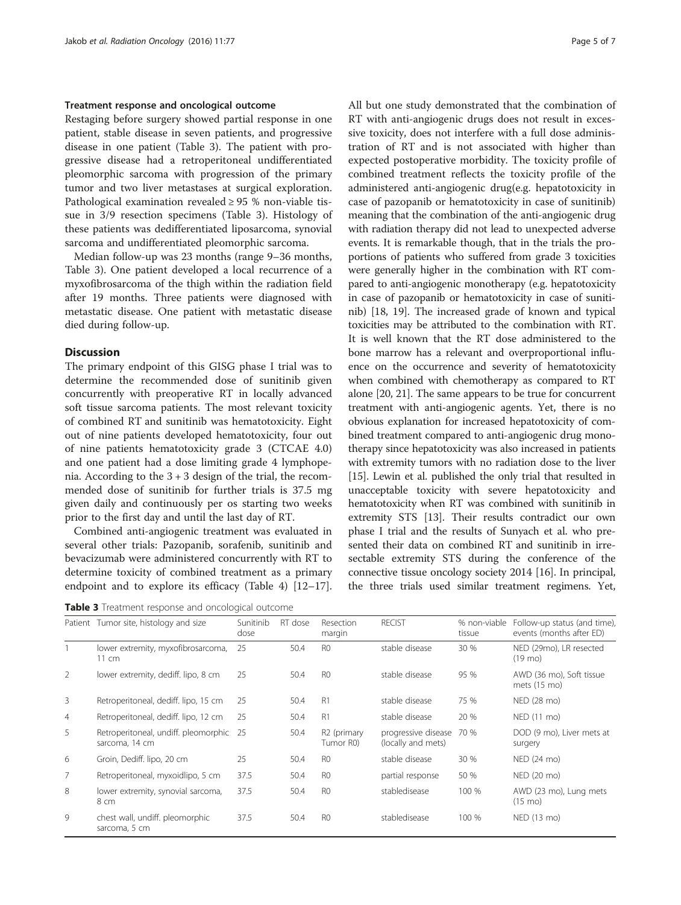### Treatment response and oncological outcome

Restaging before surgery showed partial response in one patient, stable disease in seven patients, and progressive disease in one patient (Table 3). The patient with progressive disease had a retroperitoneal undifferentiated pleomorphic sarcoma with progression of the primary tumor and two liver metastases at surgical exploration. Pathological examination revealed ≥ 95 % non-viable tissue in 3/9 resection specimens (Table 3). Histology of these patients was dedifferentiated liposarcoma, synovial sarcoma and undifferentiated pleomorphic sarcoma.

Median follow-up was 23 months (range 9–36 months, Table 3). One patient developed a local recurrence of a myxofibrosarcoma of the thigh within the radiation field after 19 months. Three patients were diagnosed with metastatic disease. One patient with metastatic disease died during follow-up.

## Discussion

The primary endpoint of this GISG phase I trial was to determine the recommended dose of sunitinib given concurrently with preoperative RT in locally advanced soft tissue sarcoma patients. The most relevant toxicity of combined RT and sunitinib was hematotoxicity. Eight out of nine patients developed hematotoxicity, four out of nine patients hematotoxicity grade 3 (CTCAE 4.0) and one patient had a dose limiting grade 4 lymphopenia. According to the 3 + 3 design of the trial, the recommended dose of sunitinib for further trials is 37.5 mg given daily and continuously per os starting two weeks prior to the first day and until the last day of RT.

Combined anti-angiogenic treatment was evaluated in several other trials: Pazopanib, sorafenib, sunitinib and bevacizumab were administered concurrently with RT to determine toxicity of combined treatment as a primary endpoint and to explore its efficacy (Table 4) [12–17]. All but one study demonstrated that the combination of RT with anti-angiogenic drugs does not result in excessive toxicity, does not interfere with a full dose administration of RT and is not associated with higher than expected postoperative morbidity. The toxicity profile of combined treatment reflects the toxicity profile of the administered anti-angiogenic drug(e.g. hepatotoxicity in case of pazopanib or hematotoxicity in case of sunitinib) meaning that the combination of the anti-angiogenic drug with radiation therapy did not lead to unexpected adverse events. It is remarkable though, that in the trials the proportions of patients who suffered from grade 3 toxicities were generally higher in the combination with RT compared to anti-angiogenic monotherapy (e.g. hepatotoxicity in case of pazopanib or hematotoxicity in case of sunitinib) [18, 19]. The increased grade of known and typical toxicities may be attributed to the combination with RT. It is well known that the RT dose administered to the bone marrow has a relevant and overproportional influence on the occurrence and severity of hematotoxicity when combined with chemotherapy as compared to RT alone [20, 21]. The same appears to be true for concurrent treatment with anti-angiogenic agents. Yet, there is no obvious explanation for increased hepatotoxicity of combined treatment compared to anti-angiogenic drug monotherapy since hepatotoxicity was also increased in patients with extremity tumors with no radiation dose to the liver [15]. Lewin et al. published the only trial that resulted in unacceptable toxicity with severe hepatotoxicity and hematotoxicity when RT was combined with sunitinib in extremity STS [13]. Their results contradict our own phase I trial and the results of Sunyach et al. who presented their data on combined RT and sunitinib in irresectable extremity STS during the conference of the connective tissue oncology society 2014 [16]. In principal, the three trials used similar treatment regimens. Yet,

**Table 3** Treatment response and oncological outcome

| Patient | Tumor site, histology and size | Sunitinib dose | RT dose | Resection margin | RECIST | % non-viable tissue | Follow-up status (and time), events (months after ED) |
|---|---|---|---|---|---|---|---|
| 1 | lower extremity, myxofibrosarcoma, 11 cm | 25 | 50.4 | R0 | stable disease | 30 % | NED (29mo), LR resected (19 mo) |
| 2 | lower extremity, dediff. lipo, 8 cm | 25 | 50.4 | R0 | stable disease | 95 % | AWD (36 mo), Soft tissue mets (15 mo) |
| 3 | Retroperitoneal, dediff. lipo, 15 cm | 25 | 50.4 | R1 | stable disease | 75 % | NED (28 mo) |
| 4 | Retroperitoneal, dediff. lipo, 12 cm | 25 | 50.4 | R1 | stable disease | 20 % | NED (11 mo) |
| 5 | Retroperitoneal, undiff. pleomorphic sarcoma, 14 cm | 25 | 50.4 | R2 (primary Tumor R0) | progressive disease (locally and mets) | 70 % | DOD (9 mo), Liver mets at surgery |
| 6 | Groin, Dediff. lipo, 20 cm | 25 | 50.4 | R0 | stable disease | 30 % | NED (24 mo) |
| 7 | Retroperitoneal, myxoidlipo, 5 cm | 37.5 | 50.4 | R0 | partial response | 50 % | NED (20 mo) |
| 8 | lower extremity, synovial sarcoma, 8 cm | 37.5 | 50.4 | R0 | stabledisease | 100 % | AWD (23 mo), Lung mets (15 mo) |
| 9 | chest wall, undiff. pleomorphic sarcoma, 5 cm | 37.5 | 50.4 | R0 | stabledisease | 100 % | NED (13 mo) |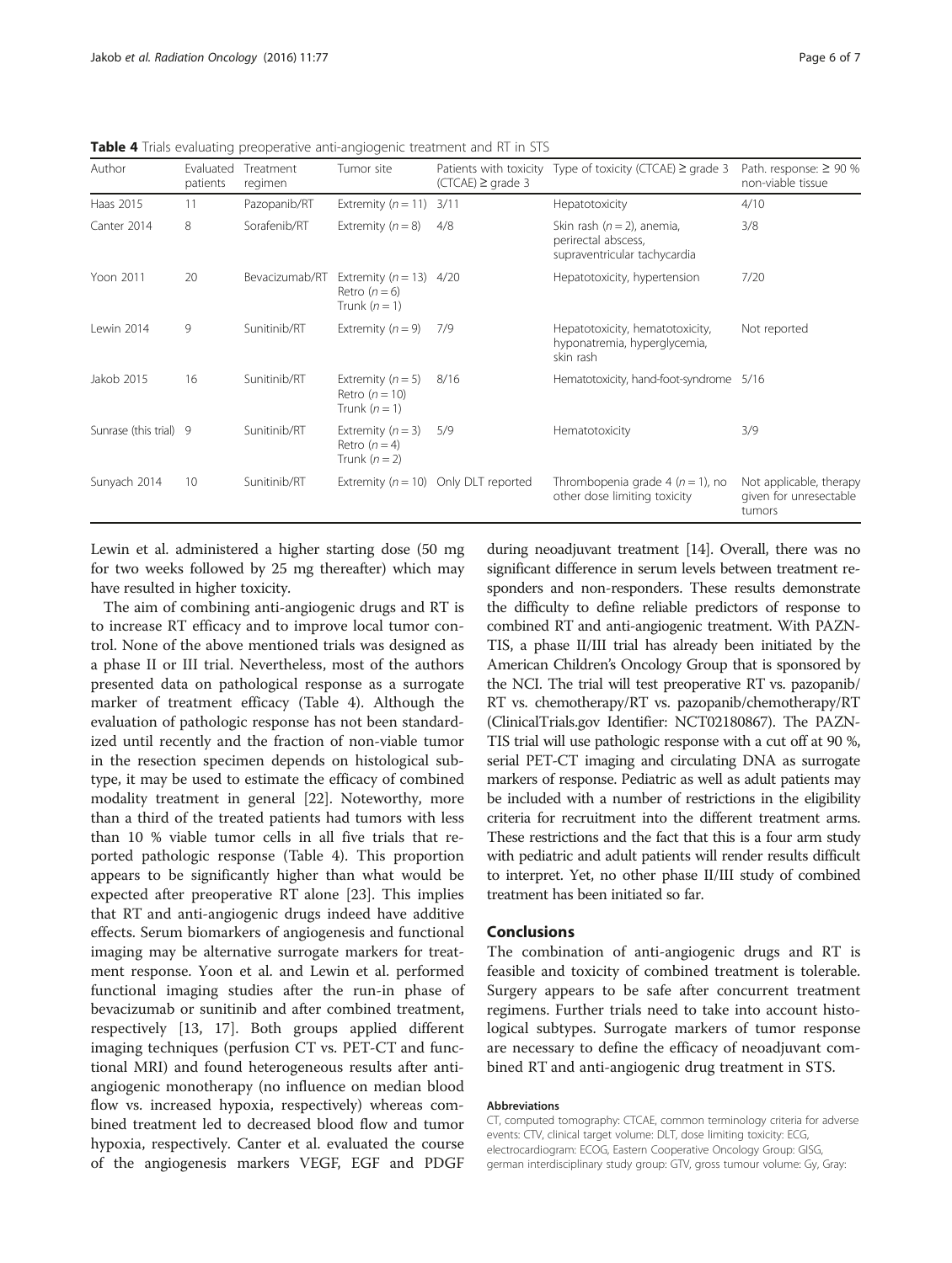**Table 4** Trials evaluating preoperative anti-angiogenic treatment and RT in STS

| Author | Evaluated patients | Treatment regimen | Tumor site | Patients with toxicity (CTCAE) ≥ grade 3 | Type of toxicity (CTCAE) ≥ grade 3 | Path. response: ≥ 90 % non-viable tissue |
|---|---|---|---|---|---|---|
| Haas 2015 | 11 | Pazopanib/RT | Extremity ($n = 11$) | 3/11 | Hepatotoxicity | 4/10 |
| Canter 2014 | 8 | Sorafenib/RT | Extremity ($n = 8$) | 4/8 | Skin rash ($n = 2$), anemia, perirectal abscess, supraventricular tachycardia | 3/8 |
| Yoon 2011 | 20 | Bevacizumab/RT | Extremity ($n = 13$) Retro ($n = 6$) Trunk ($n = 1$) | 4/20 | Hepatotoxicity, hypertension | 7/20 |
| Lewin 2014 | 9 | Sunitinib/RT | Extremity ($n = 9$) | 7/9 | Hepatotoxicity, hematotoxicity, hyponatremia, hyperglycemia, skin rash | Not reported |
| Jakob 2015 | 16 | Sunitinib/RT | Extremity ($n = 5$) Retro ($n = 10$) Trunk ($n = 1$) | 8/16 | Hematotoxicity, hand-foot-syndrome | 5/16 |
| Sunrase (this trial) | 9 | Sunitinib/RT | Extremity ($n = 3$) Retro ($n = 4$) Trunk ($n = 2$) | 5/9 | Hematotoxicity | 3/9 |
| Sunyach 2014 | 10 | Sunitinib/RT | Extremity ($n = 10$) | Only DLT reported | Thrombopenia grade 4 ($n = 1$), no other dose limiting toxicity | Not applicable, therapy given for unresectable tumors |

Lewin et al. administered a higher starting dose (50 mg for two weeks followed by 25 mg thereafter) which may have resulted in higher toxicity.

The aim of combining anti-angiogenic drugs and RT is to increase RT efficacy and to improve local tumor control. None of the above mentioned trials was designed as a phase II or III trial. Nevertheless, most of the authors presented data on pathological response as a surrogate marker of treatment efficacy (Table 4). Although the evaluation of pathologic response has not been standardized until recently and the fraction of non-viable tumor in the resection specimen depends on histological subtype, it may be used to estimate the efficacy of combined modality treatment in general [22]. Noteworthy, more than a third of the treated patients had tumors with less than 10 % viable tumor cells in all five trials that reported pathologic response (Table 4). This proportion appears to be significantly higher than what would be expected after preoperative RT alone [23]. This implies that RT and anti-angiogenic drugs indeed have additive effects. Serum biomarkers of angiogenesis and functional imaging may be alternative surrogate markers for treatment response. Yoon et al. and Lewin et al. performed functional imaging studies after the run-in phase of bevacizumab or sunitinib and after combined treatment, respectively [13, 17]. Both groups applied different imaging techniques (perfusion CT vs. PET-CT and functional MRI) and found heterogeneous results after anti-angiogenic monotherapy (no influence on median blood flow vs. increased hypoxia, respectively) whereas combined treatment led to decreased blood flow and tumor hypoxia, respectively. Canter et al. evaluated the course of the angiogenesis markers VEGF, EGF and PDGF during neoadjuvant treatment [14]. Overall, there was no significant difference in serum levels between treatment responders and non-responders. These results demonstrate the difficulty to define reliable predictors of response to combined RT and anti-angiogenic treatment. With PAZNTIS, a phase II/III trial has already been initiated by the American Children's Oncology Group that is sponsored by the NCI. The trial will test preoperative RT vs. pazopanib/RT vs. chemotherapy/RT vs. pazopanib/chemotherapy/RT (ClinicalTrials.gov Identifier: NCT02180867). The PAZNTIS trial will use pathologic response with a cut off at 90 %, serial PET-CT imaging and circulating DNA as surrogate markers of response. Pediatric as well as adult patients may be included with a number of restrictions in the eligibility criteria for recruitment into the different treatment arms. These restrictions and the fact that this is a four arm study with pediatric and adult patients will render results difficult to interpret. Yet, no other phase II/III study of combined treatment has been initiated so far.

## Conclusions

The combination of anti-angiogenic drugs and RT is feasible and toxicity of combined treatment is tolerable. Surgery appears to be safe after concurrent treatment regimens. Further trials need to take into account histological subtypes. Surrogate markers of tumor response are necessary to define the efficacy of neoadjuvant combined RT and anti-angiogenic drug treatment in STS.

#### Abbreviations

CT, computed tomography: CTCAE, common terminology criteria for adverse events: CTV, clinical target volume: DLT, dose limiting toxicity: ECG, electrocardiogram: ECOG, Eastern Cooperative Oncology Group: GISG, german interdisciplinary study group: GTV, gross tumour volume: Gy, Gray: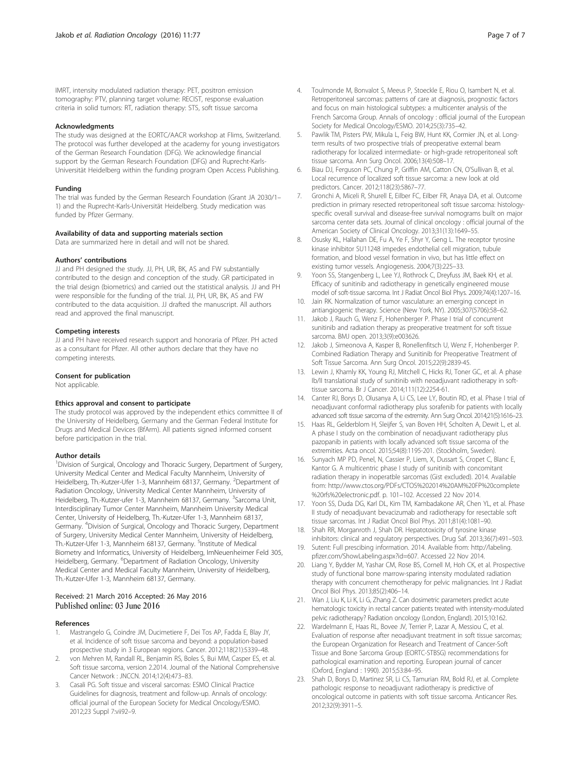IMRT, intensity modulated radiation therapy: PET, positron emission tomography: PTV, planning target volume: RECIST, response evaluation criteria in solid tumors: RT, radiation therapy: STS, soft tissue sarcoma

#### Acknowledgments

The study was designed at the EORTC/AACR workshop at Flims, Switzerland. The protocol was further developed at the academy for young investigators of the German Research Foundation (DFG). We acknowledge financial support by the German Research Foundation (DFG) and Ruprecht-Karls-Universität Heidelberg within the funding program Open Access Publishing.

#### Funding

The trial was funded by the German Research Foundation (Grant JA 2030/1–1) and the Ruprecht-Karls-Universität Heidelberg. Study medication was funded by Pfizer Germany.

#### Availability of data and supporting materials section

Data are summarized here in detail and will not be shared.

#### Authors' contributions

JJ and PH designed the study. JJ, PH, UR, BK, AS and FW substantially contributed to the design and conception of the study. GR participated in the trial design (biometrics) and carried out the statistical analysis. JJ and PH were responsible for the funding of the trial. JJ, PH, UR, BK, AS and FW contributed to the data acquisition. JJ drafted the manuscript. All authors read and approved the final manuscript.

#### Competing interests

JJ and PH have received research support and honoraria of Pfizer. PH acted as a consultant for Pfizer. All other authors declare that they have no competing interests.

#### Consent for publication

Not applicable.

#### Ethics approval and consent to participate

The study protocol was approved by the independent ethics committee II of the University of Heidelberg, Germany and the German Federal Institute for Drugs and Medical Devices (BfArm). All patients signed informed consent before participation in the trial.

#### Author details

[1]Division of Surgical, Oncology and Thoracic Surgery, Department of Surgery, University Medical Center and Medical Faculty Mannheim, University of Heidelberg, Th.-Kutzer-Ufer 1-3, Mannheim 68137, Germany. [2]Department of Radiation Oncology, University Medical Center Mannheim, University of Heidelberg, Th.-Kutzer-ufer 1-3, Mannheim 68137, Germany. [3]Sarcoma Unit, Interdisciplinary Tumor Center Mannheim, Mannheim University Medical Center, University of Heidelberg, Th.-Kutzer-Ufer 1-3, Mannheim 68137, Germany. [4]Division of Surgical, Oncology and Thoracic Surgery, Department of Surgery, University Medical Center Mannheim, University of Heidelberg, Th.-Kutzer-Ufer 1-3, Mannheim 68137, Germany. [5]Institute of Medical Biometry and Informatics, University of Heidelberg, ImNeuenheimer Feld 305, Heidelberg, Germany. [6]Department of Radiation Oncology, University Medical Center and Medical Faculty Mannheim, University of Heidelberg, Th.-Kutzer-Ufer 1-3, Mannheim 68137, Germany.

Received: 21 March 2016 Accepted: 26 May 2016
Published online: 03 June 2016

#### References

1. Mastrangelo G, Coindre JM, Ducimetiere F, Dei Tos AP, Fadda E, Blay JY, et al. Incidence of soft tissue sarcoma and beyond: a population-based prospective study in 3 European regions. Cancer. 2012;118(21):5339–48.
2. von Mehren M, Randall RL, Benjamin RS, Boles S, Bui MM, Casper ES, et al. Soft tissue sarcoma, version 2.2014. Journal of the National Comprehensive Cancer Network : JNCCN. 2014;12(4):473–83.
3. Casali PG. Soft tissue and visceral sarcomas: ESMO Clinical Practice Guidelines for diagnosis, treatment and follow-up. Annals of oncology: official journal of the European Society for Medical Oncology/ESMO. 2012;23 Suppl 7:vii92–9.
4. Toulmonde M, Bonvalot S, Meeus P, Stoeckle E, Riou O, Isambert N, et al. Retroperitoneal sarcomas: patterns of care at diagnosis, prognostic factors and focus on main histological subtypes: a multicenter analysis of the French Sarcoma Group. Annals of oncology : official journal of the European Society for Medical Oncology/ESMO. 2014;25(3):735–42.
5. Pawlik TM, Pisters PW, Mikula L, Feig BW, Hunt KK, Cormier JN, et al. Long-term results of two prospective trials of preoperative external beam radiotherapy for localized intermediate- or high-grade retroperitoneal soft tissue sarcoma. Ann Surg Oncol. 2006;13(4):508–17.
6. Biau DJ, Ferguson PC, Chung P, Griffin AM, Catton CN, O'Sullivan B, et al. Local recurrence of localized soft tissue sarcoma: a new look at old predictors. Cancer. 2012;118(23):5867–77.
7. Gronchi A, Miceli R, Shurell E, Eilber FC, Eilber FR, Anaya DA, et al. Outcome prediction in primary resected retroperitoneal soft tissue sarcoma: histology-specific overall survival and disease-free survival nomograms built on major sarcoma center data sets. Journal of clinical oncology : official journal of the American Society of Clinical Oncology. 2013;31(13):1649–55.
8. Osusky KL, Hallahan DE, Fu A, Ye F, Shyr Y, Geng L. The receptor tyrosine kinase inhibitor SU11248 impedes endothelial cell migration, tubule formation, and blood vessel formation in vivo, but has little effect on existing tumor vessels. Angiogenesis. 2004;7(3):225–33.
9. Yoon SS, Stangenberg L, Lee YJ, Rothrock C, Dreyfuss JM, Baek KH, et al. Efficacy of sunitinib and radiotherapy in genetically engineered mouse model of soft-tissue sarcoma. Int J Radiat Oncol Biol Phys. 2009;74(4):1207–16.
10. Jain RK. Normalization of tumor vasculature: an emerging concept in antiangiogenic therapy. Science (New York, NY). 2005;307(5706):58–62.
11. Jakob J, Rauch G, Wenz F, Hohenberger P. Phase I trial of concurrent sunitinib and radiation therapy as preoperative treatment for soft tissue sarcoma. BMJ open. 2013;3(9):e003626.
12. Jakob J, Simeonova A, Kasper B, Ronellenfitsch U, Wenz F, Hohenberger P. Combined Radiation Therapy and Sunitinib for Preoperative Treatment of Soft Tissue Sarcoma. Ann Surg Oncol. 2015;22(9):2839-45.
13. Lewin J, Khamly KK, Young RJ, Mitchell C, Hicks RJ, Toner GC, et al. A phase Ib/II translational study of sunitinib with neoadjuvant radiotherapy in soft-tissue sarcoma. Br J Cancer. 2014;111(12):2254-61.
14. Canter RJ, Borys D, Olusanya A, Li CS, Lee LY, Boutin RD, et al. Phase I trial of neoadjuvant conformal radiotherapy plus sorafenib for patients with locally advanced soft tissue sarcoma of the extremity. Ann Surg Oncol. 2014;21(5):1616–23.
15. Haas RL, Gelderblom H, Sleijfer S, van Boven HH, Scholten A, Dewit L, et al. A phase I study on the combination of neoadjuvant radiotherapy plus pazopanib in patients with locally advanced soft tissue sarcoma of the extremities. Acta oncol. 2015;54(8):1195-201. (Stockholm, Sweden).
16. Sunyach MP PD, Penel, N, Cassier P, Liem, X, Dussart S, Cropet C, Blanc E, Kantor G. A multicentric phase I study of sunitinib with concomitant radiation therapy in inoperable sarcomas (Gist excluded). 2014. Available from: http://www.ctos.org/PDFs/CTOS%202014%20AM%20FP%20complete%20rfs%20electronic.pdf. p. 101–102. Accessed 22 Nov 2014.
17. Yoon SS, Duda DG, Karl DL, Kim TM, Kambadakone AR, Chen YL, et al. Phase II study of neoadjuvant bevacizumab and radiotherapy for resectable soft tissue sarcomas. Int J Radiat Oncol Biol Phys. 2011;81(4):1081–90.
18. Shah RR, Morganroth J, Shah DR. Hepatotoxicity of tyrosine kinase inhibitors: clinical and regulatory perspectives. Drug Saf. 2013;36(7):491–503.
19. Sutent: Full prescibing information. 2014. Available from: http://labeling.pfizer.com/ShowLabeling.aspx?id=607. Accessed 22 Nov 2014.
20. Liang Y, Bydder M, Yashar CM, Rose BS, Cornell M, Hoh CK, et al. Prospective study of functional bone marrow-sparing intensity modulated radiation therapy with concurrent chemotherapy for pelvic malignancies. Int J Radiat Oncol Biol Phys. 2013;85(2):406–14.
21. Wan J, Liu K, Li K, Li G, Zhang Z. Can dosimetric parameters predict acute hematologic toxicity in rectal cancer patients treated with intensity-modulated pelvic radiotherapy? Radiation oncology (London, England). 2015;10:162.
22. Wardelmann E, Haas RL, Bovee JV, Terrier P, Lazar A, Messiou C, et al. Evaluation of response after neoadjuvant treatment in soft tissue sarcomas; the European Organization for Research and Treatment of Cancer-Soft Tissue and Bone Sarcoma Group (EORTC-STBSG) recommendations for pathological examination and reporting. European journal of cancer (Oxford, England : 1990). 2015;53:84–95.
23. Shah D, Borys D, Martinez SR, Li CS, Tamurian RM, Bold RJ, et al. Complete pathologic response to neoadjuvant radiotherapy is predictive of oncological outcome in patients with soft tissue sarcoma. Anticancer Res. 2012;32(9):3911–5.